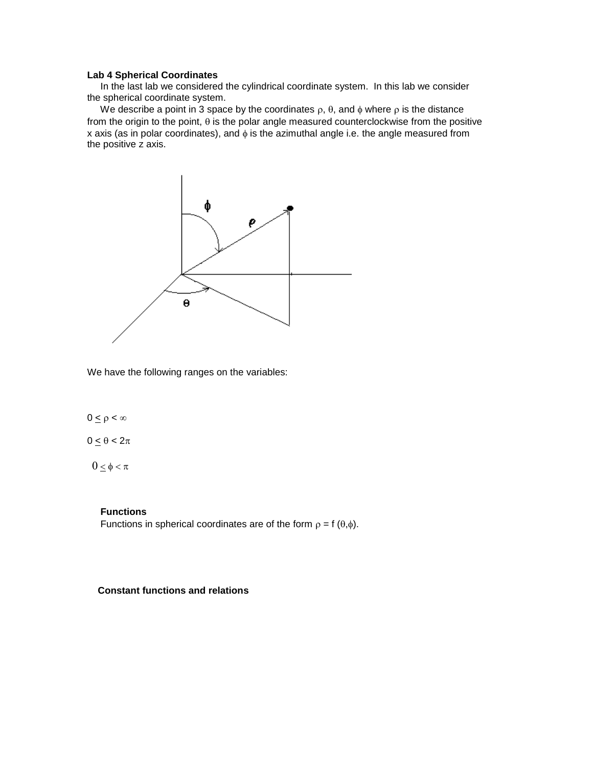**Lab 4 Spherical Coordinates**

In the last lab we considered the cylindrical coordinate system. In this lab we consider the spherical coordinate system.

We describe a point in 3 space by the coordinates $\rho$, $\theta$, and $\phi$ where $\rho$ is the distance from the origin to the point, $\theta$ is the polar angle measured counterclockwise from the positive x axis (as in polar coordinates), and $\phi$ is the azimuthal angle i.e. the angle measured from the positive z axis.

We have the following ranges on the variables:

$0 \leq \rho < \infty$

$0 \leq \theta < 2\pi$

$0 \leq \phi < \pi$

**Functions**

Functions in spherical coordinates are of the form $\rho = f(\theta,\phi)$.

**Constant functions and relations**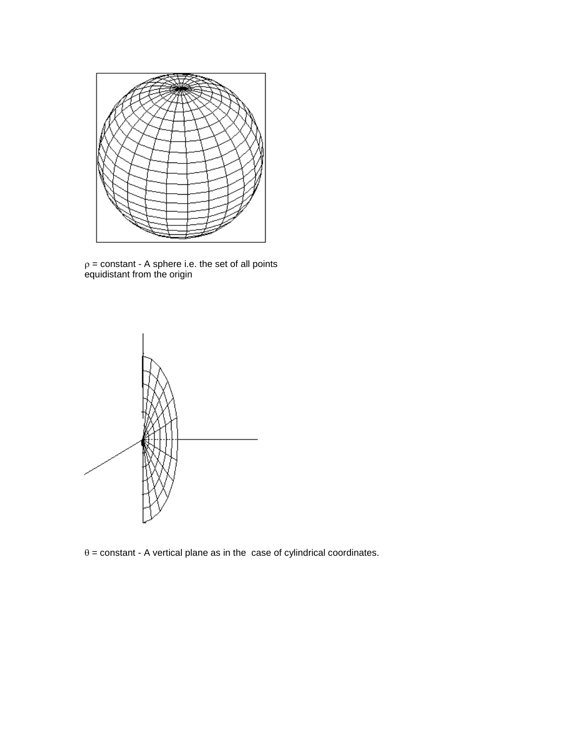$\rho$ = constant - A sphere i.e. the set of all points equidistant from the origin

$\theta$ = constant - A vertical plane as in the case of cylindrical coordinates.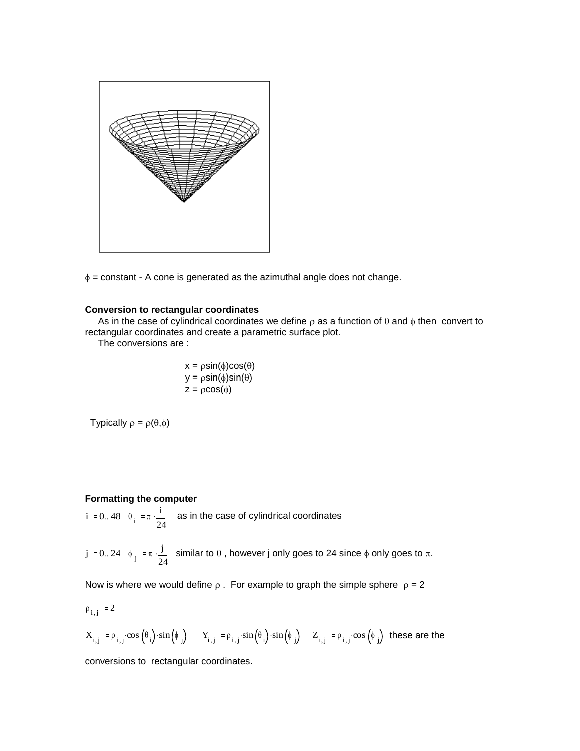$\phi$ = constant - A cone is generated as the azimuthal angle does not change.

**Conversion to rectangular coordinates**

As in the case of cylindrical coordinates we define $\rho$ as a function of $\theta$ and $\phi$ then convert to rectangular coordinates and create a parametric surface plot.

The conversions are :

$$x = \rho\sin(\phi)\cos(\theta)$$
$$y = \rho\sin(\phi)\sin(\theta)$$
$$z = \rho\cos(\phi)$$

Typically $\rho = \rho(\theta,\phi)$

**Formatting the computer**

$i := 0..48 \quad \theta_i := \pi \cdot \frac{i}{24}$ as in the case of cylindrical coordinates

$j := 0..24 \quad \phi_j := \pi \cdot \frac{j}{24}$ similar to $\theta$ , however j only goes to 24 since $\phi$ only goes to $\pi$.

Now is where we would define $\rho$ . For example to graph the simple sphere $\rho = 2$

$\rho_{i,j} := 2$

$X_{i,j} := \rho_{i,j} \cdot \cos\left(\theta_i\right) \cdot \sin\left(\phi_j\right) \quad Y_{i,j} := \rho_{i,j} \cdot \sin\left(\theta_i\right) \cdot \sin\left(\phi_j\right) \quad Z_{i,j} := \rho_{i,j} \cdot \cos\left(\phi_j\right)$ these are the

conversions to rectangular coordinates.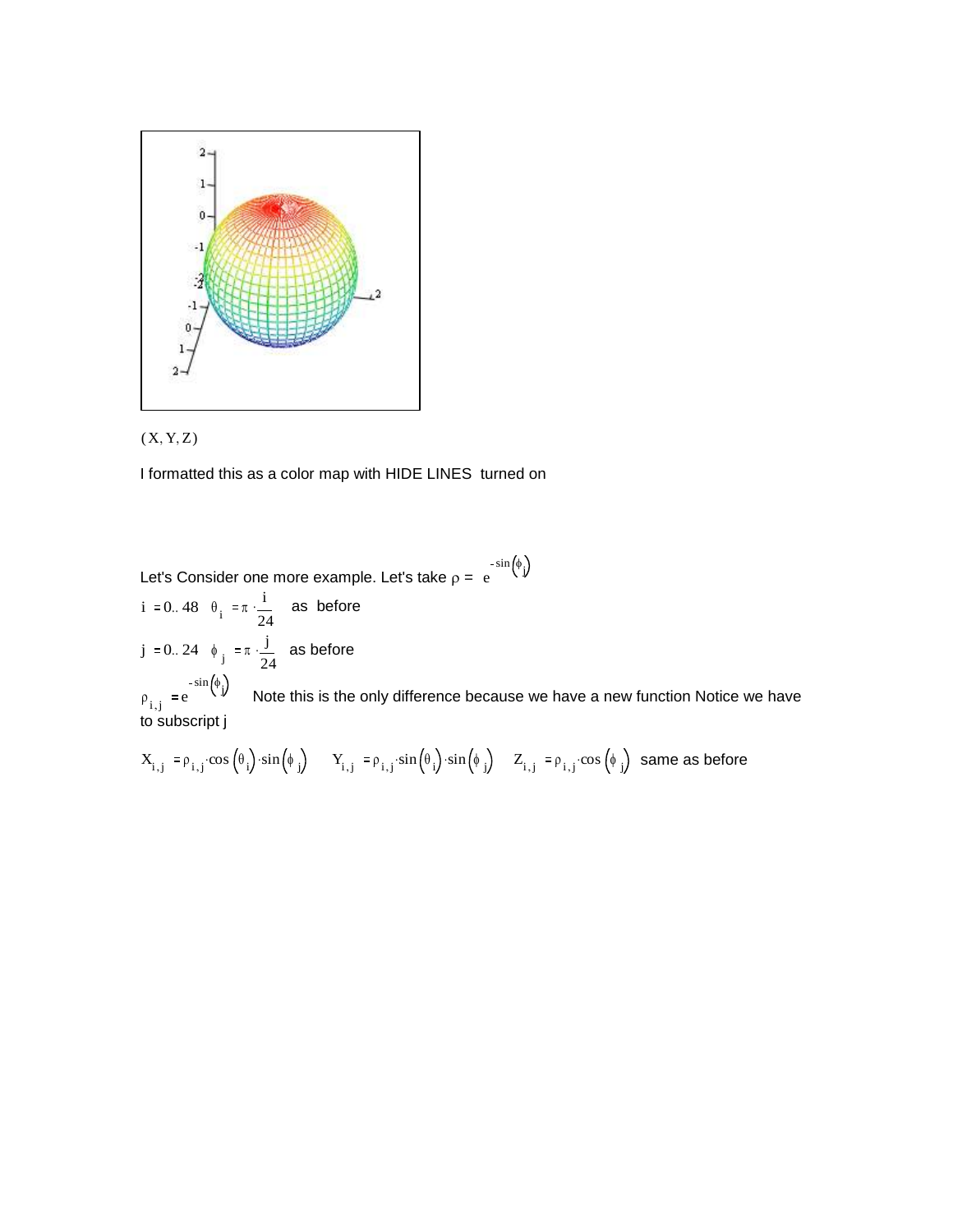(X, Y, Z)

I formatted this as a color map with HIDE LINES turned on

Let's Consider one more example. Let's take $\rho = e^{-\sin(\phi_j)}$

$i = 0..48 \quad \theta_i = \pi \cdot \frac{i}{24}$ as before

$j = 0..24 \quad \phi_j = \pi \cdot \frac{j}{24}$ as before

$\rho_{i,j} = e^{-\sin(\phi_j)}$ Note this is the only difference because we have a new function Notice we have to subscript j

$X_{i,j} = \rho_{i,j} \cdot \cos(\theta_i) \cdot \sin(\phi_j) \quad Y_{i,j} = \rho_{i,j} \cdot \sin(\theta_i) \cdot \sin(\phi_j) \quad Z_{i,j} = \rho_{i,j} \cdot \cos(\phi_j)$ same as before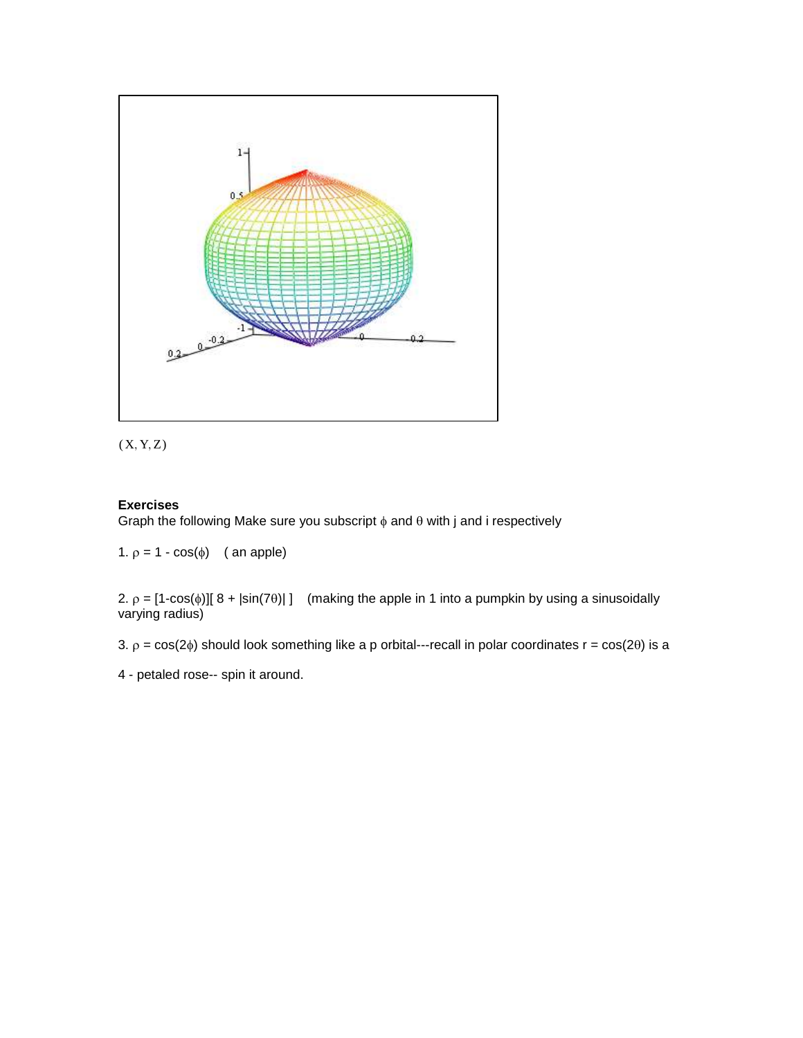1
0.5
-1
0.2 0 -0.2
0 0.2

( X, Y, Z )

**Exercises**
Graph the following Make sure you subscript $\phi$ and $\theta$ with j and i respectively

1. $\rho = 1 - \cos(\phi)$ ( an apple)

2. $\rho = [1-\cos(\phi)][\, 8 + |\sin(7\theta)|\, ]$ (making the apple in 1 into a pumpkin by using a sinusoidally varying radius)

3. $\rho = \cos(2\phi)$ should look something like a p orbital---recall in polar coordinates $r = \cos(2\theta)$ is a

4 - petaled rose-- spin it around.